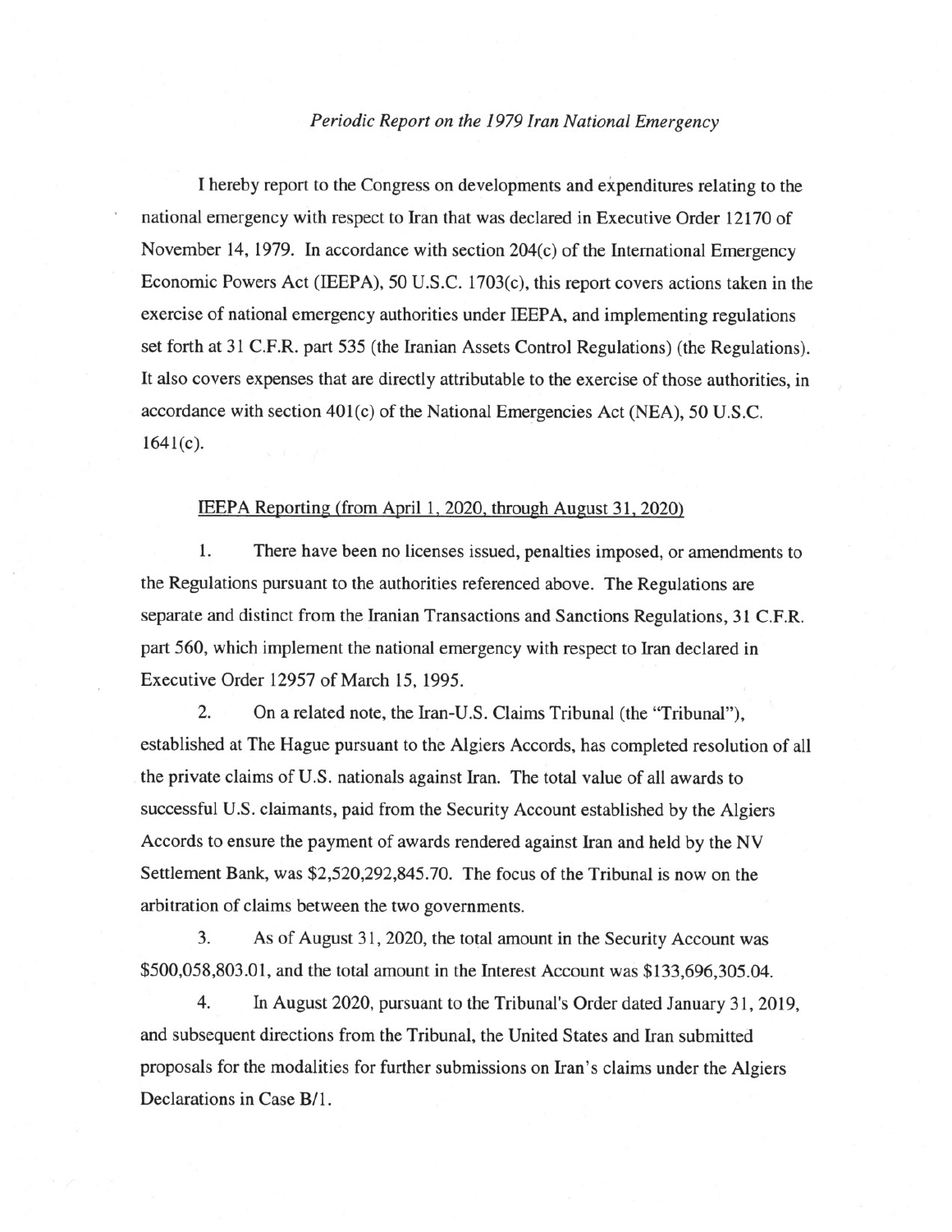*Periodic Report on the 1979 Iran National Emergency*

I hereby report to the Congress on developments and expenditures relating to the national emergency with respect to Iran that was declared in Executive Order 12170 of November 14, 1979. In accordance with section 204(c) of the International Emergency Economic Powers Act (IEEPA), 50 U.S.C. 1703(c), this report covers actions taken in the exercise of national emergency authorities under IEEPA, and implementing regulations set forth at 31 C.F.R. part 535 (the Iranian Assets Control Regulations) (the Regulations). It also covers expenses that are directly attributable to the exercise of those authorities, in accordance with section 401(c) of the National Emergencies Act (NEA), 50 U.S.C. 1641(c).

IEEPA Reporting (from April 1, 2020, through August 31, 2020)

1. There have been no licenses issued, penalties imposed, or amendments to the Regulations pursuant to the authorities referenced above. The Regulations are separate and distinct from the Iranian Transactions and Sanctions Regulations, 31 C.F.R. part 560, which implement the national emergency with respect to Iran declared in Executive Order 12957 of March 15, 1995.

2. On a related note, the Iran-U.S. Claims Tribunal (the "Tribunal"), established at The Hague pursuant to the Algiers Accords, has completed resolution of all the private claims of U.S. nationals against Iran. The total value of all awards to successful U.S. claimants, paid from the Security Account established by the Algiers Accords to ensure the payment of awards rendered against Iran and held by the NV Settlement Bank, was $2,520,292,845.70. The focus of the Tribunal is now on the arbitration of claims between the two governments.

3. As of August 31, 2020, the total amount in the Security Account was $500,058,803.01, and the total amount in the Interest Account was $133,696,305.04.

4. In August 2020, pursuant to the Tribunal's Order dated January 31, 2019, and subsequent directions from the Tribunal, the United States and Iran submitted proposals for the modalities for further submissions on Iran's claims under the Algiers Declarations in Case B/1.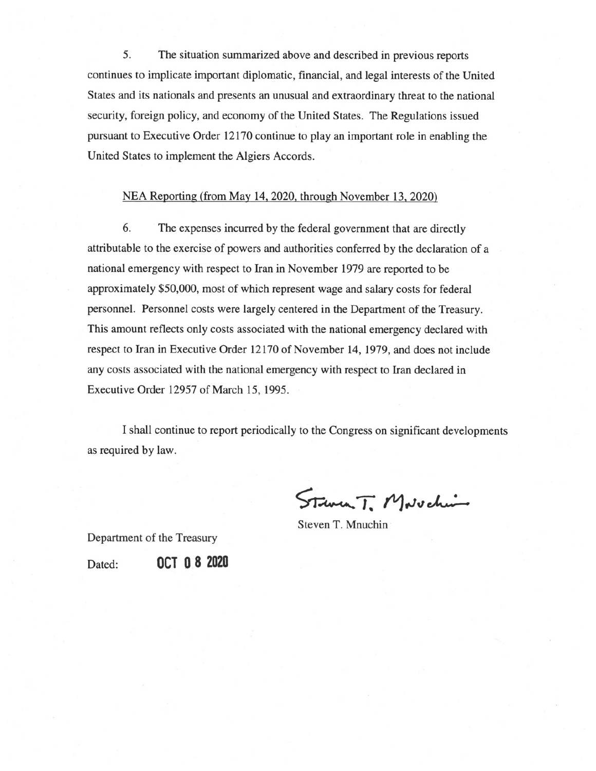5. The situation summarized above and described in previous reports continues to implicate important diplomatic, financial, and legal interests of the United States and its nationals and presents an unusual and extraordinary threat to the national security, foreign policy, and economy of the United States. The Regulations issued pursuant to Executive Order 12170 continue to play an important role in enabling the United States to implement the Algiers Accords.

<u>NEA Reporting (from May 14, 2020, through November 13, 2020)</u>

6. The expenses incurred by the federal government that are directly attributable to the exercise of powers and authorities conferred by the declaration of a national emergency with respect to Iran in November 1979 are reported to be approximately $50,000, most of which represent wage and salary costs for federal personnel. Personnel costs were largely centered in the Department of the Treasury. This amount reflects only costs associated with the national emergency declared with respect to Iran in Executive Order 12170 of November 14, 1979, and does not include any costs associated with the national emergency with respect to Iran declared in Executive Order 12957 of March 15, 1995.

I shall continue to report periodically to the Congress on significant developments as required by law.

Steven T. Mnuchin

Steven T. Mnuchin

Department of the Treasury

Dated: **OCT 0 8 2020**